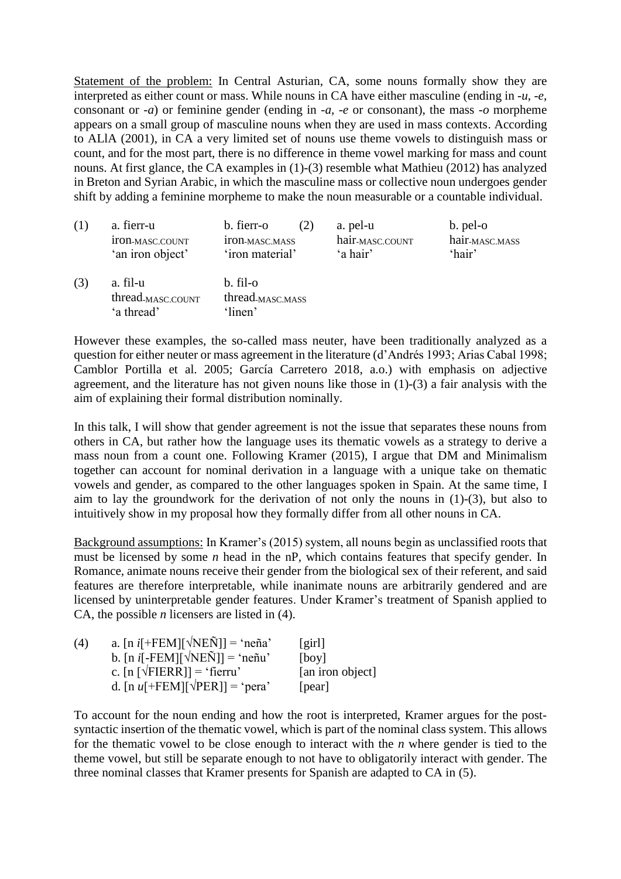<u>Statement of the problem:</u> In Central Asturian, CA, some nouns formally show they are interpreted as either count or mass. While nouns in CA have either masculine (ending in *-u*, *-e*, consonant or *-a*) or feminine gender (ending in *-a*, *-e* or consonant), the mass *-o* morpheme appears on a small group of masculine nouns when they are used in mass contexts. According to ALlA (2001), in CA a very limited set of nouns use theme vowels to distinguish mass or count, and for the most part, there is no difference in theme vowel marking for mass and count nouns. At first glance, the CA examples in (1)-(3) resemble what Mathieu (2012) has analyzed in Breton and Syrian Arabic, in which the masculine mass or collective noun undergoes gender shift by adding a feminine morpheme to make the noun measurable or a countable individual.

(1) a. fierr-u — iron-MASC.COUNT — 'an iron object'
 b. fierr-o — iron-MASC.MASS — 'iron material'

(2) a. pel-u — hair-MASC.COUNT — 'a hair'
 b. pel-o — hair-MASC.MASS — 'hair'

(3) a. fil-u — thread-MASC.COUNT — 'a thread'
 b. fil-o — thread-MASC.MASS — 'linen'

However these examples, the so-called mass neuter, have been traditionally analyzed as a question for either neuter or mass agreement in the literature (d'Andrés 1993; Arias Cabal 1998; Camblor Portilla et al. 2005; García Carretero 2018, a.o.) with emphasis on adjective agreement, and the literature has not given nouns like those in (1)-(3) a fair analysis with the aim of explaining their formal distribution nominally.

In this talk, I will show that gender agreement is not the issue that separates these nouns from others in CA, but rather how the language uses its thematic vowels as a strategy to derive a mass noun from a count one. Following Kramer (2015), I argue that DM and Minimalism together can account for nominal derivation in a language with a unique take on thematic vowels and gender, as compared to the other languages spoken in Spain. At the same time, I aim to lay the groundwork for the derivation of not only the nouns in (1)-(3), but also to intuitively show in my proposal how they formally differ from all other nouns in CA.

<u>Background assumptions:</u> In Kramer's (2015) system, all nouns begin as unclassified roots that must be licensed by some *n* head in the nP, which contains features that specify gender. In Romance, animate nouns receive their gender from the biological sex of their referent, and said features are therefore interpretable, while inanimate nouns are arbitrarily gendered and are licensed by uninterpretable gender features. Under Kramer's treatment of Spanish applied to CA, the possible *n* licensers are listed in (4).

(4) a. [n *i*[+FEM][√NEÑ]] = 'neña' [girl]
 b. [n *i*[-FEM][√NEÑ]] = 'neñu' [boy]
 c. [n [√FIERR]] = 'fierru' [an iron object]
 d. [n *u*[+FEM][√PER]] = 'pera' [pear]

To account for the noun ending and how the root is interpreted, Kramer argues for the post-syntactic insertion of the thematic vowel, which is part of the nominal class system. This allows for the thematic vowel to be close enough to interact with the *n* where gender is tied to the theme vowel, but still be separate enough to not have to obligatorily interact with gender. The three nominal classes that Kramer presents for Spanish are adapted to CA in (5).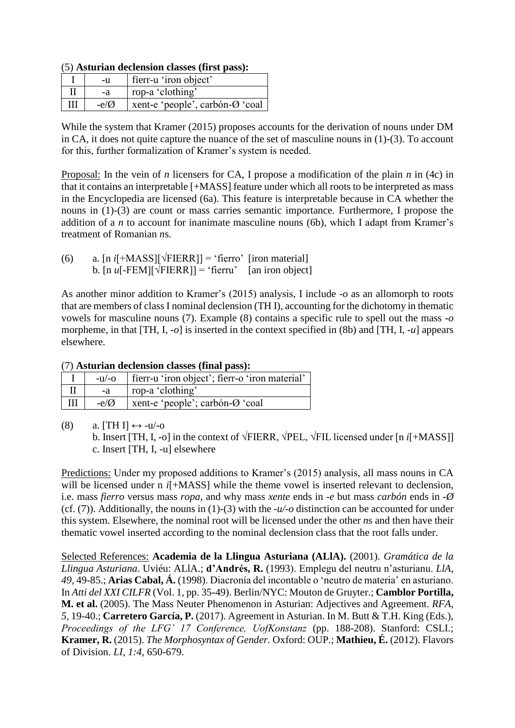(5) **Asturian declension classes (first pass):**

| | | |
|---|---|---|
| I | -u | fierr-u 'iron object' |
| II | -a | rop-a 'clothing' |
| III | -e/Ø | xent-e 'people', carbón-Ø 'coal |

While the system that Kramer (2015) proposes accounts for the derivation of nouns under DM in CA, it does not quite capture the nuance of the set of masculine nouns in (1)-(3). To account for this, further formalization of Kramer's system is needed.

<u>Proposal:</u> In the vein of *n* licensers for CA, I propose a modification of the plain *n* in (4c) in that it contains an interpretable [+MASS] feature under which all roots to be interpreted as mass in the Encyclopedia are licensed (6a). This feature is interpretable because in CA whether the nouns in (1)-(3) are count or mass carries semantic importance. Furthermore, I propose the addition of a *n* to account for inanimate masculine nouns (6b), which I adapt from Kramer's treatment of Romanian *n*s.

(6) a. [n *i*[+MASS][√FIERR]] = 'fierro' [iron material]
  b. [n *u*[-FEM][√FIERR]] = 'fierru' [an iron object]

As another minor addition to Kramer's (2015) analysis, I include *-o* as an allomorph to roots that are members of class I nominal declension (TH I), accounting for the dichotomy in thematic vowels for masculine nouns (7). Example (8) contains a specific rule to spell out the mass *-o* morpheme, in that [TH, I, *-o*] is inserted in the context specified in (8b) and [TH, I, *-u*] appears elsewhere.

(7) **Asturian declension classes (final pass):**

| | | |
|---|---|---|
| I | -u/-o | fierr-u 'iron object'; fierr-o 'iron material' |
| II | -a | rop-a 'clothing' |
| III | -e/Ø | xent-e 'people'; carbón-Ø 'coal |

(8) a. [TH I] ↔ -u/-o
  b. Insert [TH, I, -o] in the context of √FIERR, √PEL, √FIL licensed under [n *i*[+MASS]]
  c. Insert [TH, I, -u] elsewhere

<u>Predictions:</u> Under my proposed additions to Kramer's (2015) analysis, all mass nouns in CA will be licensed under n *i*[+MASS] while the theme vowel is inserted relevant to declension, i.e. mass *fierro* versus mass *ropa*, and why mass *xente* ends in *-e* but mass *carbón* ends in *-Ø* (cf. (7)). Additionally, the nouns in (1)-(3) with the *-u/-o* distinction can be accounted for under this system. Elsewhere, the nominal root will be licensed under the other *n*s and then have their thematic vowel inserted according to the nominal declension class that the root falls under.

<u>Selected References:</u> **Academia de la Llingua Asturiana (ALlA).** (2001). *Gramática de la Llingua Asturiana*. Uviéu: ALlA.; **d'Andrés, R.** (1993). Emplegu del neutru n'asturianu. *LlA, 49*, 49-85.; **Arias Cabal, Á.** (1998). Diacronía del incontable o 'neutro de materia' en asturiano. In *Atti del XXI CILFR* (Vol. 1, pp. 35-49). Berlin/NYC: Mouton de Gruyter.; **Camblor Portilla, M. et al.** (2005). The Mass Neuter Phenomenon in Asturian: Adjectives and Agreement. *RFA, 5*, 19-40.; **Carretero García, P.** (2017). Agreement in Asturian. In M. Butt & T.H. King (Eds.), *Proceedings of the LFG' 17 Conference, UofKonstanz* (pp. 188-208). Stanford: CSLI.; **Kramer, R.** (2015). *The Morphosyntax of Gender.* Oxford: OUP.; **Mathieu, É.** (2012). Flavors of Division. *LI, 1:4,* 650-679.